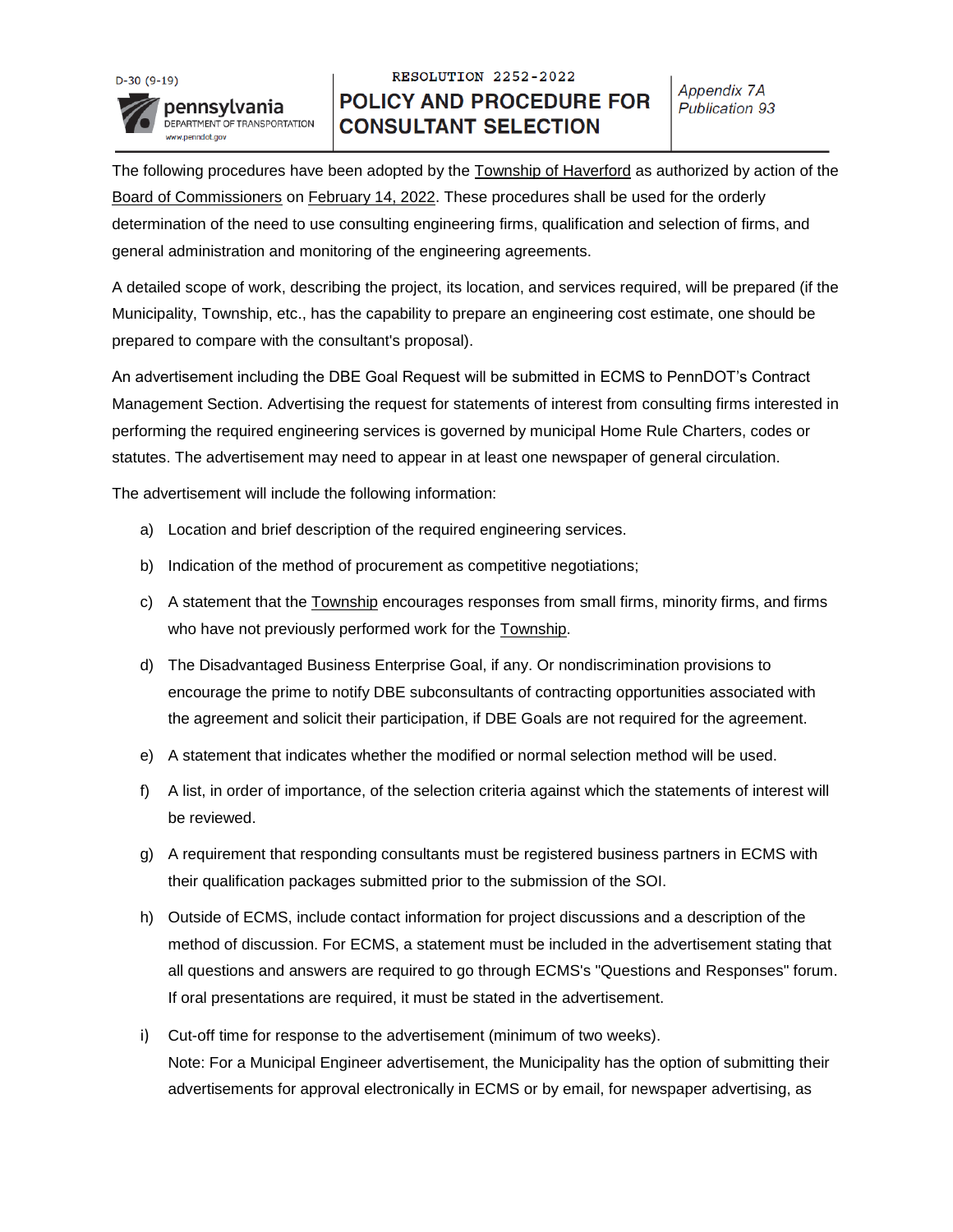D-30 (9-19)

**pennsylvania** DEPARTMENT OF TRANSPORTATION www.penndot.gov

RESOLUTION 2252-2022

# POLICY AND PROCEDURE FOR CONSULTANT SELECTION

*Appendix 7A*
*Publication 93*

The following procedures have been adopted by the Township of Haverford as authorized by action of the Board of Commissioners on February 14, 2022. These procedures shall be used for the orderly determination of the need to use consulting engineering firms, qualification and selection of firms, and general administration and monitoring of the engineering agreements.

A detailed scope of work, describing the project, its location, and services required, will be prepared (if the Municipality, Township, etc., has the capability to prepare an engineering cost estimate, one should be prepared to compare with the consultant's proposal).

An advertisement including the DBE Goal Request will be submitted in ECMS to PennDOT's Contract Management Section. Advertising the request for statements of interest from consulting firms interested in performing the required engineering services is governed by municipal Home Rule Charters, codes or statutes. The advertisement may need to appear in at least one newspaper of general circulation.

The advertisement will include the following information:

a) Location and brief description of the required engineering services.

b) Indication of the method of procurement as competitive negotiations;

c) A statement that the Township encourages responses from small firms, minority firms, and firms who have not previously performed work for the Township.

d) The Disadvantaged Business Enterprise Goal, if any. Or nondiscrimination provisions to encourage the prime to notify DBE subconsultants of contracting opportunities associated with the agreement and solicit their participation, if DBE Goals are not required for the agreement.

e) A statement that indicates whether the modified or normal selection method will be used.

f) A list, in order of importance, of the selection criteria against which the statements of interest will be reviewed.

g) A requirement that responding consultants must be registered business partners in ECMS with their qualification packages submitted prior to the submission of the SOI.

h) Outside of ECMS, include contact information for project discussions and a description of the method of discussion. For ECMS, a statement must be included in the advertisement stating that all questions and answers are required to go through ECMS's "Questions and Responses" forum. If oral presentations are required, it must be stated in the advertisement.

i) Cut-off time for response to the advertisement (minimum of two weeks).
Note: For a Municipal Engineer advertisement, the Municipality has the option of submitting their advertisements for approval electronically in ECMS or by email, for newspaper advertising, as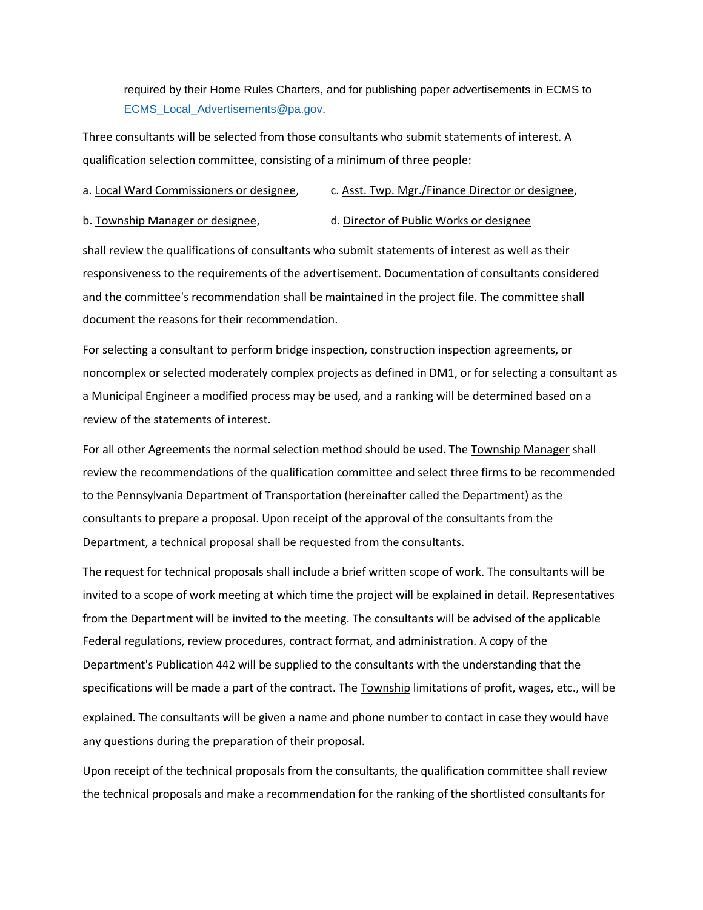required by their Home Rules Charters, and for publishing paper advertisements in ECMS to ECMS_Local_Advertisements@pa.gov.

Three consultants will be selected from those consultants who submit statements of interest. A qualification selection committee, consisting of a minimum of three people:

a. <u>Local Ward Commissioners or designee</u>,

b. <u>Township Manager or designee</u>,

c. <u>Asst. Twp. Mgr./Finance Director or designee</u>,

d. <u>Director of Public Works or designee</u>

shall review the qualifications of consultants who submit statements of interest as well as their responsiveness to the requirements of the advertisement. Documentation of consultants considered and the committee's recommendation shall be maintained in the project file. The committee shall document the reasons for their recommendation.

For selecting a consultant to perform bridge inspection, construction inspection agreements, or noncomplex or selected moderately complex projects as defined in DM1, or for selecting a consultant as a Municipal Engineer a modified process may be used, and a ranking will be determined based on a review of the statements of interest.

For all other Agreements the normal selection method should be used. The <u>Township Manager</u> shall review the recommendations of the qualification committee and select three firms to be recommended to the Pennsylvania Department of Transportation (hereinafter called the Department) as the consultants to prepare a proposal. Upon receipt of the approval of the consultants from the Department, a technical proposal shall be requested from the consultants.

The request for technical proposals shall include a brief written scope of work. The consultants will be invited to a scope of work meeting at which time the project will be explained in detail. Representatives from the Department will be invited to the meeting. The consultants will be advised of the applicable Federal regulations, review procedures, contract format, and administration. A copy of the Department's Publication 442 will be supplied to the consultants with the understanding that the specifications will be made a part of the contract. The <u>Township</u> limitations of profit, wages, etc., will be explained. The consultants will be given a name and phone number to contact in case they would have any questions during the preparation of their proposal.

Upon receipt of the technical proposals from the consultants, the qualification committee shall review the technical proposals and make a recommendation for the ranking of the shortlisted consultants for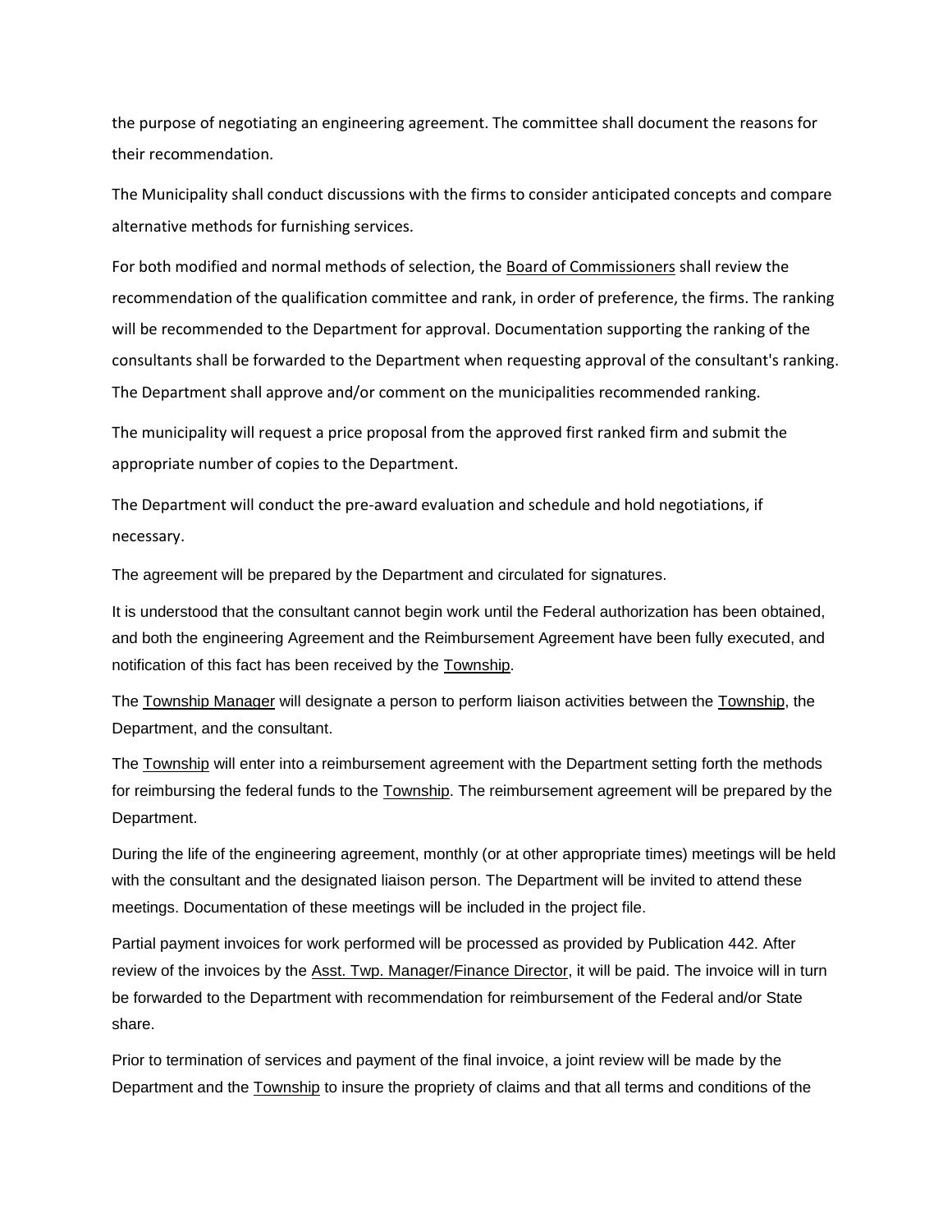the purpose of negotiating an engineering agreement. The committee shall document the reasons for their recommendation.

The Municipality shall conduct discussions with the firms to consider anticipated concepts and compare alternative methods for furnishing services.

For both modified and normal methods of selection, the Board of Commissioners shall review the recommendation of the qualification committee and rank, in order of preference, the firms. The ranking will be recommended to the Department for approval. Documentation supporting the ranking of the consultants shall be forwarded to the Department when requesting approval of the consultant's ranking. The Department shall approve and/or comment on the municipalities recommended ranking.

The municipality will request a price proposal from the approved first ranked firm and submit the appropriate number of copies to the Department.

The Department will conduct the pre-award evaluation and schedule and hold negotiations, if necessary.

The agreement will be prepared by the Department and circulated for signatures.

It is understood that the consultant cannot begin work until the Federal authorization has been obtained, and both the engineering Agreement and the Reimbursement Agreement have been fully executed, and notification of this fact has been received by the Township.

The Township Manager will designate a person to perform liaison activities between the Township, the Department, and the consultant.

The Township will enter into a reimbursement agreement with the Department setting forth the methods for reimbursing the federal funds to the Township. The reimbursement agreement will be prepared by the Department.

During the life of the engineering agreement, monthly (or at other appropriate times) meetings will be held with the consultant and the designated liaison person. The Department will be invited to attend these meetings. Documentation of these meetings will be included in the project file.

Partial payment invoices for work performed will be processed as provided by Publication 442. After review of the invoices by the Asst. Twp. Manager/Finance Director, it will be paid. The invoice will in turn be forwarded to the Department with recommendation for reimbursement of the Federal and/or State share.

Prior to termination of services and payment of the final invoice, a joint review will be made by the Department and the Township to insure the propriety of claims and that all terms and conditions of the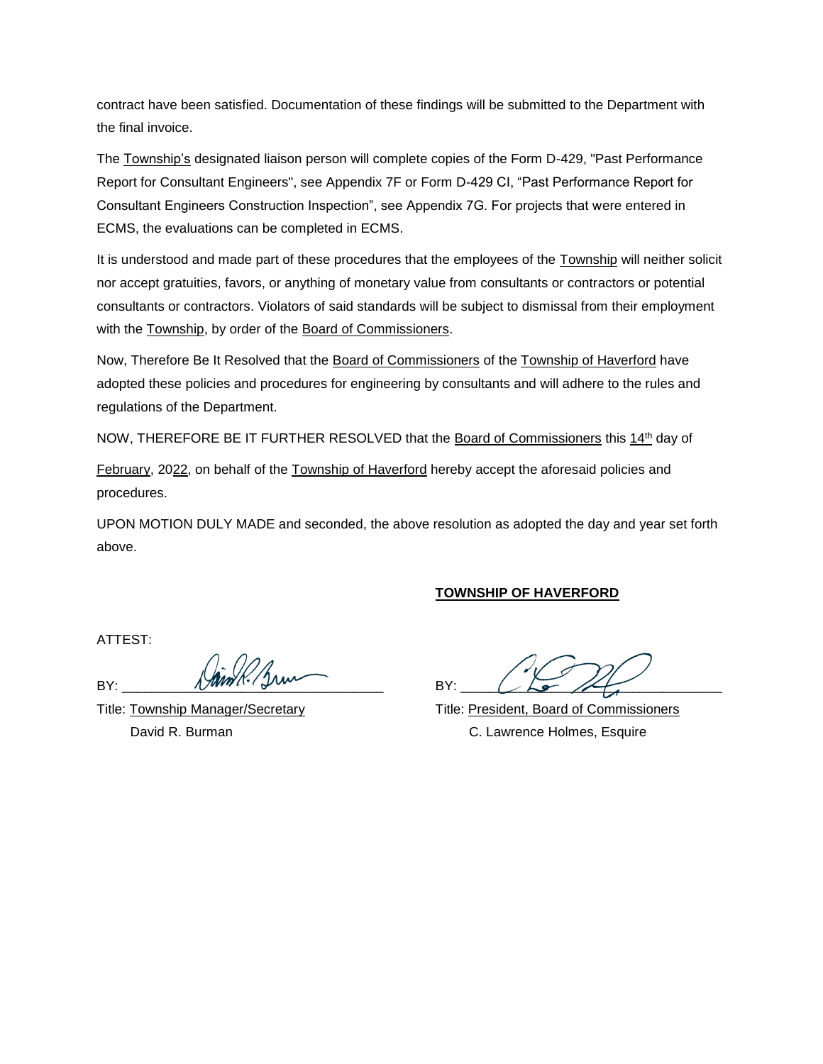contract have been satisfied. Documentation of these findings will be submitted to the Department with the final invoice.

The Township's designated liaison person will complete copies of the Form D-429, "Past Performance Report for Consultant Engineers", see Appendix 7F or Form D-429 CI, "Past Performance Report for Consultant Engineers Construction Inspection", see Appendix 7G. For projects that were entered in ECMS, the evaluations can be completed in ECMS.

It is understood and made part of these procedures that the employees of the Township will neither solicit nor accept gratuities, favors, or anything of monetary value from consultants or contractors or potential consultants or contractors. Violators of said standards will be subject to dismissal from their employment with the Township, by order of the Board of Commissioners.

Now, Therefore Be It Resolved that the Board of Commissioners of the Township of Haverford have adopted these policies and procedures for engineering by consultants and will adhere to the rules and regulations of the Department.

NOW, THEREFORE BE IT FURTHER RESOLVED that the Board of Commissioners this 14th day of February, 2022, on behalf of the Township of Haverford hereby accept the aforesaid policies and procedures.

UPON MOTION DULY MADE and seconded, the above resolution as adopted the day and year set forth above.

**TOWNSHIP OF HAVERFORD**

ATTEST:

BY: ______________________________

Title: Township Manager/Secretary
David R. Burman

BY: ______________________________

Title: President, Board of Commissioners
C. Lawrence Holmes, Esquire